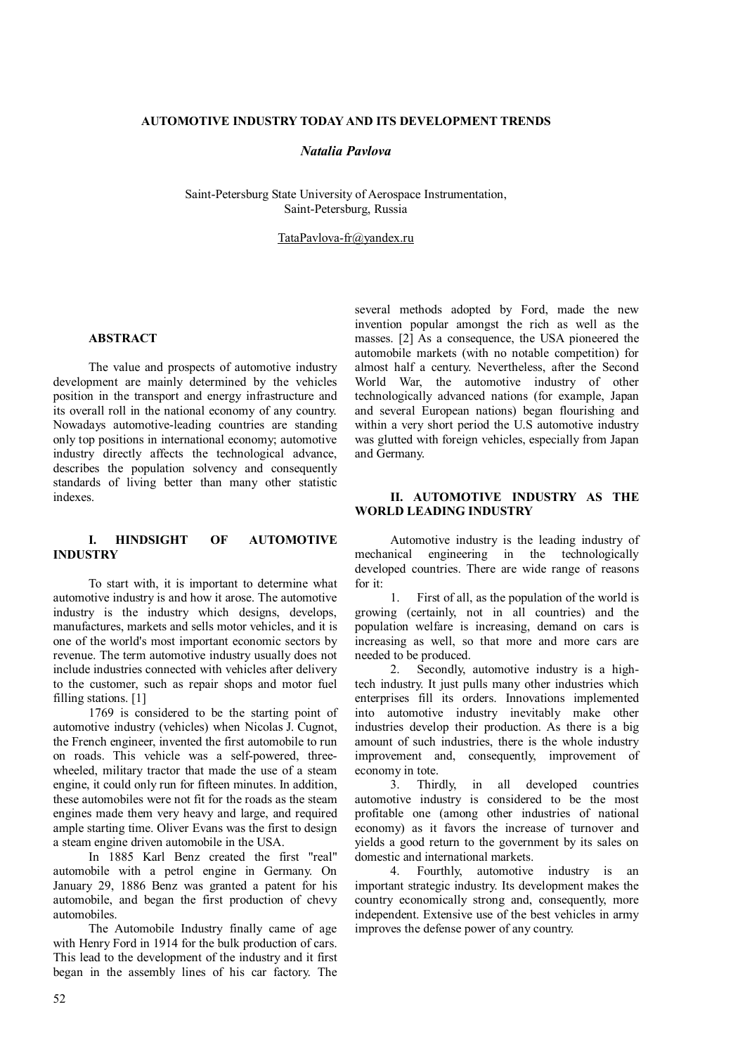# AUTOMOTIVE INDUSTRY TODAY AND ITS DEVELOPMENT TRENDS

*Natalia Pavlova*

Saint-Petersburg State University of Aerospace Instrumentation,
Saint-Petersburg, Russia

TataPavlova-fr@yandex.ru

## ABSTRACT

The value and prospects of automotive industry development are mainly determined by the vehicles position in the transport and energy infrastructure and its overall roll in the national economy of any country. Nowadays automotive-leading countries are standing only top positions in international economy; automotive industry directly affects the technological advance, describes the population solvency and consequently standards of living better than many other statistic indexes.

## I. HINDSIGHT OF AUTOMOTIVE INDUSTRY

To start with, it is important to determine what automotive industry is and how it arose. The automotive industry is the industry which designs, develops, manufactures, markets and sells motor vehicles, and it is one of the world's most important economic sectors by revenue. The term automotive industry usually does not include industries connected with vehicles after delivery to the customer, such as repair shops and motor fuel filling stations. [1]

1769 is considered to be the starting point of automotive industry (vehicles) when Nicolas J. Cugnot, the French engineer, invented the first automobile to run on roads. This vehicle was a self-powered, three-wheeled, military tractor that made the use of a steam engine, it could only run for fifteen minutes. In addition, these automobiles were not fit for the roads as the steam engines made them very heavy and large, and required ample starting time. Oliver Evans was the first to design a steam engine driven automobile in the USA.

In 1885 Karl Benz created the first "real" automobile with a petrol engine in Germany. On January 29, 1886 Benz was granted a patent for his automobile, and began the first production of chevy automobiles.

The Automobile Industry finally came of age with Henry Ford in 1914 for the bulk production of cars. This lead to the development of the industry and it first began in the assembly lines of his car factory. The several methods adopted by Ford, made the new invention popular amongst the rich as well as the masses. [2] As a consequence, the USA pioneered the automobile markets (with no notable competition) for almost half a century. Nevertheless, after the Second World War, the automotive industry of other technologically advanced nations (for example, Japan and several European nations) began flourishing and within a very short period the U.S automotive industry was glutted with foreign vehicles, especially from Japan and Germany.

## II. AUTOMOTIVE INDUSTRY AS THE WORLD LEADING INDUSTRY

Automotive industry is the leading industry of mechanical engineering in the technologically developed countries. There are wide range of reasons for it:

1. First of all, as the population of the world is growing (certainly, not in all countries) and the population welfare is increasing, demand on cars is increasing as well, so that more and more cars are needed to be produced.
2. Secondly, automotive industry is a high-tech industry. It just pulls many other industries which enterprises fill its orders. Innovations implemented into automotive industry inevitably make other industries develop their production. As there is a big amount of such industries, there is the whole industry improvement and, consequently, improvement of economy in tote.
3. Thirdly, in all developed countries automotive industry is considered to be the most profitable one (among other industries of national economy) as it favors the increase of turnover and yields a good return to the government by its sales on domestic and international markets.
4. Fourthly, automotive industry is an important strategic industry. Its development makes the country economically strong and, consequently, more independent. Extensive use of the best vehicles in army improves the defense power of any country.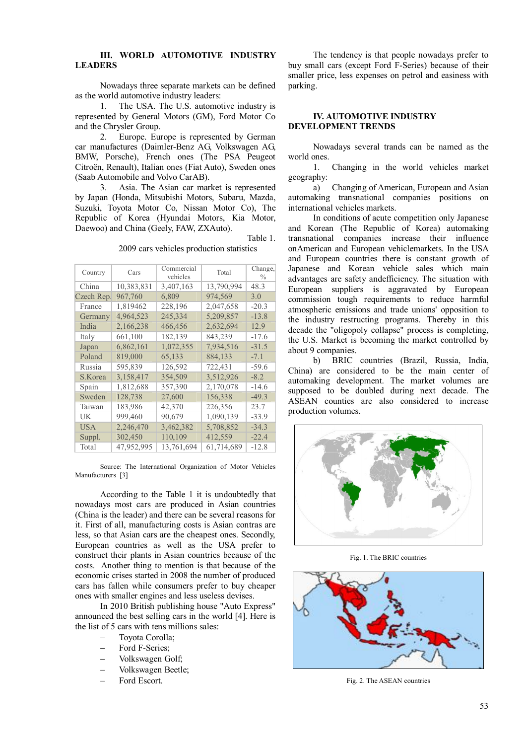## III. WORLD AUTOMOTIVE INDUSTRY LEADERS

Nowadays three separate markets can be defined as the world automotive industry leaders:

1. The USA. The U.S. automotive industry is represented by General Motors (GM), Ford Motor Co and the Chrysler Group.
2. Europe. Europe is represented by German car manufactures (Daimler-Benz AG, Volkswagen AG, BMW, Porsche), French ones (The PSA Peugeot Citroën, Renault), Italian ones (Fiat Auto), Sweden ones (Saab Automobile and Volvo CarAB).
3. Asia. The Asian car market is represented by Japan (Honda, Mitsubishi Motors, Subaru, Mazda, Suzuki, Toyota Motor Co, Nissan Motor Co), The Republic of Korea (Hyundai Motors, Kia Motor, Daewoo) and China (Geely, FAW, ZXAuto).

Table 1.

2009 cars vehicles production statistics

| Country | Cars | Commercial vehicles | Total | Change, % |
|---|---|---|---|---|
| China | 10,383,831 | 3,407,163 | 13,790,994 | 48.3 |
| Czech Rep. | 967,760 | 6,809 | 974,569 | 3.0 |
| France | 1,819462 | 228,196 | 2,047,658 | -20.3 |
| Germany | 4,964,523 | 245,334 | 5,209,857 | -13.8 |
| India | 2,166,238 | 466,456 | 2,632,694 | 12.9 |
| Italy | 661,100 | 182,139 | 843,239 | -17.6 |
| Japan | 6,862,161 | 1,072,355 | 7,934,516 | -31.5 |
| Poland | 819,000 | 65,133 | 884,133 | -7.1 |
| Russia | 595,839 | 126,592 | 722,431 | -59.6 |
| S.Korea | 3,158,417 | 354,509 | 3,512,926 | -8.2 |
| Spain | 1,812,688 | 357,390 | 2,170,078 | -14.6 |
| Sweden | 128,738 | 27,600 | 156,338 | -49.3 |
| Taiwan | 183,986 | 42,370 | 226,356 | 23.7 |
| UK | 999,460 | 90,679 | 1,090,139 | -33.9 |
| USA | 2,246,470 | 3,462,382 | 5,708,852 | -34.3 |
| Suppl. | 302,450 | 110,109 | 412,559 | -22.4 |
| Total | 47,952,995 | 13,761,694 | 61,714,689 | -12.8 |

Source: The International Organization of Motor Vehicles Manufacturers [3]

According to the Table 1 it is undoubtedly that nowadays most cars are produced in Asian countries (China is the leader) and there can be several reasons for it. First of all, manufacturing costs is Asian contras are less, so that Asian cars are the cheapest ones. Secondly, European countries as well as the USA prefer to construct their plants in Asian countries because of the costs. Another thing to mention is that because of the economic crises started in 2008 the number of produced cars has fallen while consumers prefer to buy cheaper ones with smaller engines and less useless devises.

In 2010 British publishing house "Auto Express" announced the best selling cars in the world [4]. Here is the list of 5 cars with tens millions sales:

- Toyota Corolla;
- Ford F-Series;
- Volkswagen Golf;
- Volkswagen Beetle;
- Ford Escort.

The tendency is that people nowadays prefer to buy small cars (except Ford F-Series) because of their smaller price, less expenses on petrol and easiness with parking.

## IV. AUTOMOTIVE INDUSTRY DEVELOPMENT TRENDS

Nowadays several trands can be named as the world ones.

1. Changing in the world vehicles market geography:

a) Changing of American, European and Asian automaking transnational companies positions on international vehicles markets.

In conditions of acute competition only Japanese and Korean (The Republic of Korea) automaking transnational companies increase their influence onAmerican and European vehiclemarkets. In the USA and European countries there is constant growth of Japanese and Korean vehicle sales which main advantages are safety andefficiency. The situation with European suppliers is aggravated by European commission tough requirements to reduce harmful atmospheric emissions and trade unions' opposition to the industry restructing programs. Thereby in this decade the "oligopoly collapse" process is completing, the U.S. Market is becoming the market controlled by about 9 companies.

b) BRIC countries (Brazil, Russia, India, China) are considered to be the main center of automaking development. The market volumes are supposed to be doubled during next decade. The ASEAN counties are also considered to increase production volumes.

Fig. 1. The BRIC countries

Fig. 2. The ASEAN countries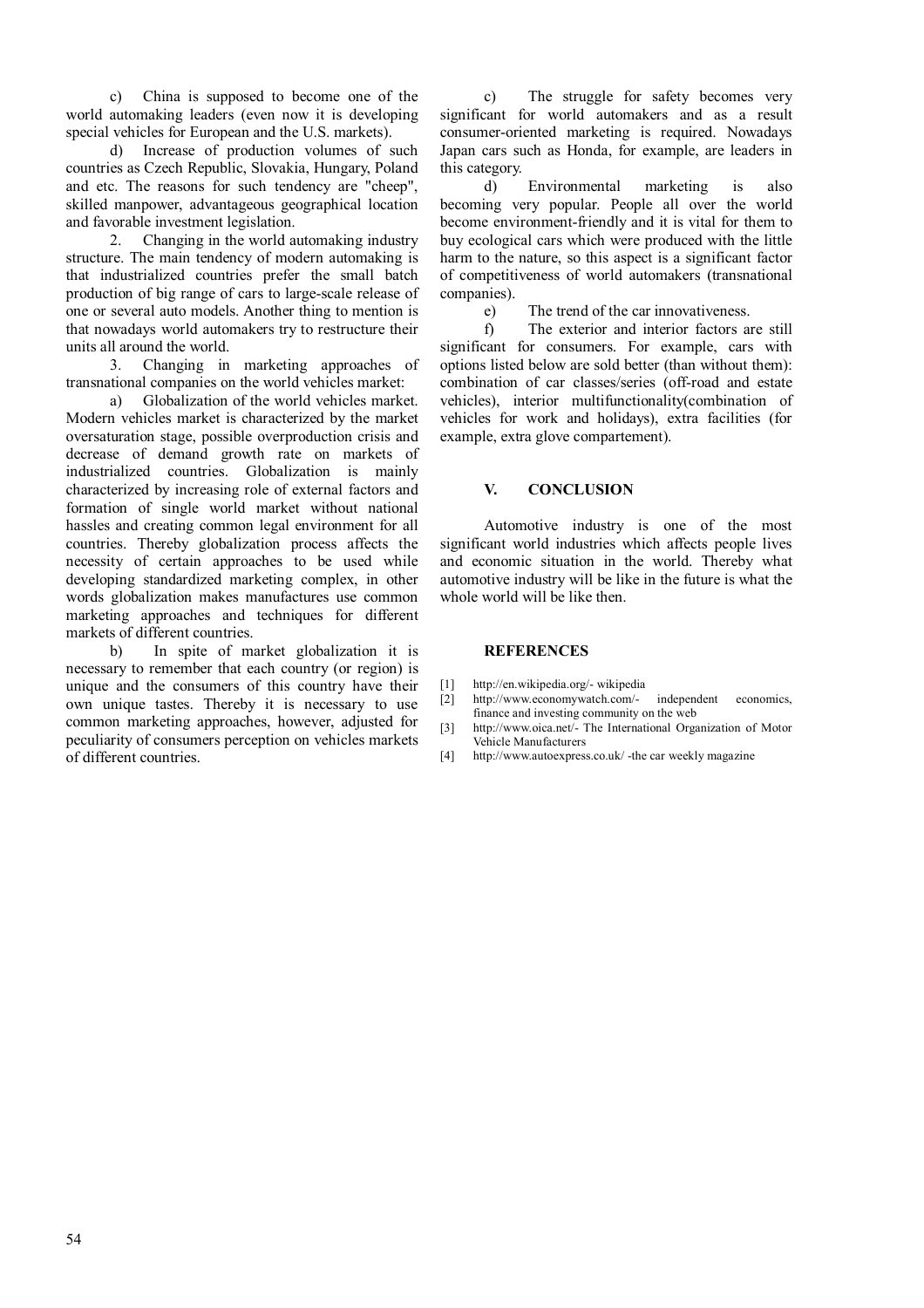c) China is supposed to become one of the world automaking leaders (even now it is developing special vehicles for European and the U.S. markets).

d) Increase of production volumes of such countries as Czech Republic, Slovakia, Hungary, Poland and etc. The reasons for such tendency are "cheep", skilled manpower, advantageous geographical location and favorable investment legislation.

2. Changing in the world automaking industry structure. The main tendency of modern automaking is that industrialized countries prefer the small batch production of big range of cars to large-scale release of one or several auto models. Another thing to mention is that nowadays world automakers try to restructure their units all around the world.

3. Changing in marketing approaches of transnational companies on the world vehicles market:

a) Globalization of the world vehicles market. Modern vehicles market is characterized by the market oversaturation stage, possible overproduction crisis and decrease of demand growth rate on markets of industrialized countries. Globalization is mainly characterized by increasing role of external factors and formation of single world market without national hassles and creating common legal environment for all countries. Thereby globalization process affects the necessity of certain approaches to be used while developing standardized marketing complex, in other words globalization makes manufactures use common marketing approaches and techniques for different markets of different countries.

b) In spite of market globalization it is necessary to remember that each country (or region) is unique and the consumers of this country have their own unique tastes. Thereby it is necessary to use common marketing approaches, however, adjusted for peculiarity of consumers perception on vehicles markets of different countries.

c) The struggle for safety becomes very significant for world automakers and as a result consumer-oriented marketing is required. Nowadays Japan cars such as Honda, for example, are leaders in this category.

d) Environmental marketing is also becoming very popular. People all over the world become environment-friendly and it is vital for them to buy ecological cars which were produced with the little harm to the nature, so this aspect is a significant factor of competitiveness of world automakers (transnational companies).

e) The trend of the car innovativeness.

f) The exterior and interior factors are still significant for consumers. For example, cars with options listed below are sold better (than without them): combination of car classes/series (off-road and estate vehicles), interior multifunctionality(combination of vehicles for work and holidays), extra facilities (for example, extra glove compartement).

## V. CONCLUSION

Automotive industry is one of the most significant world industries which affects people lives and economic situation in the world. Thereby what automotive industry will be like in the future is what the whole world will be like then.

## REFERENCES

[1] http://en.wikipedia.org/- wikipedia

[2] http://www.economywatch.com/- independent economics, finance and investing community on the web

[3] http://www.oica.net/- The International Organization of Motor Vehicle Manufacturers

[4] http://www.autoexpress.co.uk/ -the car weekly magazine